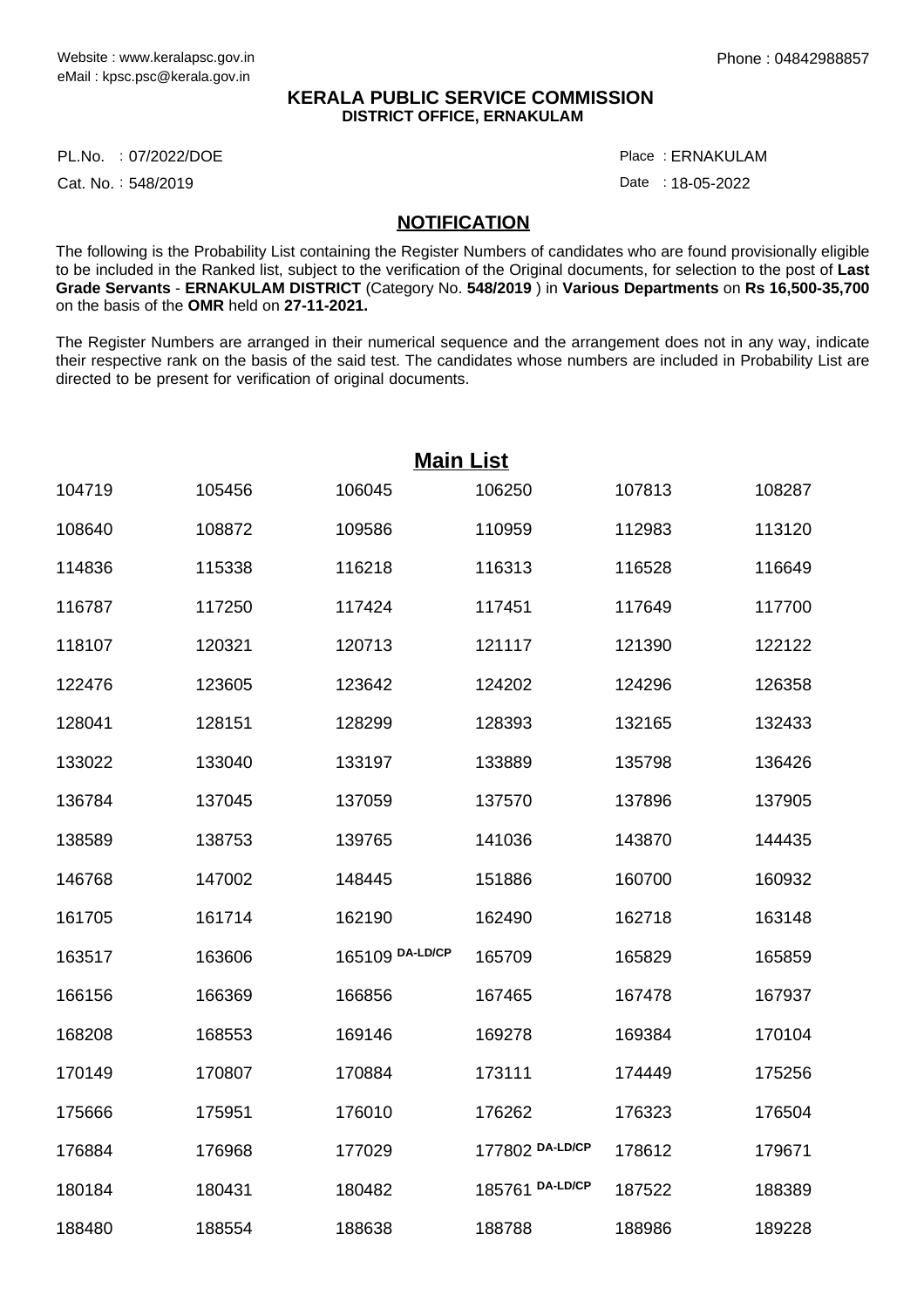Website : www.keralapsc.gov.in
eMail : kpsc.psc@kerala.gov.in

Phone : 04842988857

**KERALA PUBLIC SERVICE COMMISSION**
**DISTRICT OFFICE, ERNAKULAM**

PL.No. : 07/2022/DOE

Place : ERNAKULAM

Cat. No. : 548/2019

Date : 18-05-2022

## NOTIFICATION

The following is the Probability List containing the Register Numbers of candidates who are found provisionally eligible to be included in the Ranked list, subject to the verification of the Original documents, for selection to the post of **Last Grade Servants** - **ERNAKULAM DISTRICT** (Category No. **548/2019** ) in **Various Departments** on **Rs 16,500-35,700** on the basis of the **OMR** held on **27-11-2021.**

The Register Numbers are arranged in their numerical sequence and the arrangement does not in any way, indicate their respective rank on the basis of the said test. The candidates whose numbers are included in Probability List are directed to be present for verification of original documents.

## Main List

| | | | | | |
|---|---|---|---|---|---|
| 104719 | 105456 | 106045 | 106250 | 107813 | 108287 |
| 108640 | 108872 | 109586 | 110959 | 112983 | 113120 |
| 114836 | 115338 | 116218 | 116313 | 116528 | 116649 |
| 116787 | 117250 | 117424 | 117451 | 117649 | 117700 |
| 118107 | 120321 | 120713 | 121117 | 121390 | 122122 |
| 122476 | 123605 | 123642 | 124202 | 124296 | 126358 |
| 128041 | 128151 | 128299 | 128393 | 132165 | 132433 |
| 133022 | 133040 | 133197 | 133889 | 135798 | 136426 |
| 136784 | 137045 | 137059 | 137570 | 137896 | 137905 |
| 138589 | 138753 | 139765 | 141036 | 143870 | 144435 |
| 146768 | 147002 | 148445 | 151886 | 160700 | 160932 |
| 161705 | 161714 | 162190 | 162490 | 162718 | 163148 |
| 163517 | 163606 | 165109 DA-LD/CP | 165709 | 165829 | 165859 |
| 166156 | 166369 | 166856 | 167465 | 167478 | 167937 |
| 168208 | 168553 | 169146 | 169278 | 169384 | 170104 |
| 170149 | 170807 | 170884 | 173111 | 174449 | 175256 |
| 175666 | 175951 | 176010 | 176262 | 176323 | 176504 |
| 176884 | 176968 | 177029 | 177802 DA-LD/CP | 178612 | 179671 |
| 180184 | 180431 | 180482 | 185761 DA-LD/CP | 187522 | 188389 |
| 188480 | 188554 | 188638 | 188788 | 188986 | 189228 |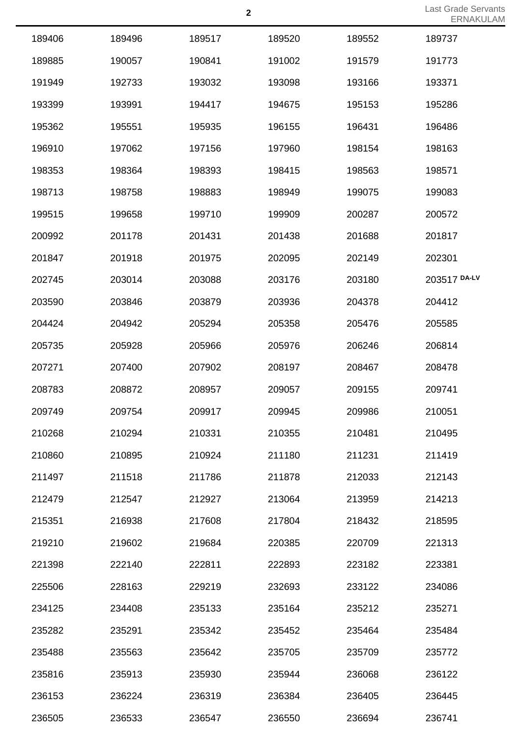| | | | | | |
|---|---|---|---|---|---|
| 189406 | 189496 | 189517 | 189520 | 189552 | 189737 |
| 189885 | 190057 | 190841 | 191002 | 191579 | 191773 |
| 191949 | 192733 | 193032 | 193098 | 193166 | 193371 |
| 193399 | 193991 | 194417 | 194675 | 195153 | 195286 |
| 195362 | 195551 | 195935 | 196155 | 196431 | 196486 |
| 196910 | 197062 | 197156 | 197960 | 198154 | 198163 |
| 198353 | 198364 | 198393 | 198415 | 198563 | 198571 |
| 198713 | 198758 | 198883 | 198949 | 199075 | 199083 |
| 199515 | 199658 | 199710 | 199909 | 200287 | 200572 |
| 200992 | 201178 | 201431 | 201438 | 201688 | 201817 |
| 201847 | 201918 | 201975 | 202095 | 202149 | 202301 |
| 202745 | 203014 | 203088 | 203176 | 203180 | 203517 DA-LV |
| 203590 | 203846 | 203879 | 203936 | 204378 | 204412 |
| 204424 | 204942 | 205294 | 205358 | 205476 | 205585 |
| 205735 | 205928 | 205966 | 205976 | 206246 | 206814 |
| 207271 | 207400 | 207902 | 208197 | 208467 | 208478 |
| 208783 | 208872 | 208957 | 209057 | 209155 | 209741 |
| 209749 | 209754 | 209917 | 209945 | 209986 | 210051 |
| 210268 | 210294 | 210331 | 210355 | 210481 | 210495 |
| 210860 | 210895 | 210924 | 211180 | 211231 | 211419 |
| 211497 | 211518 | 211786 | 211878 | 212033 | 212143 |
| 212479 | 212547 | 212927 | 213064 | 213959 | 214213 |
| 215351 | 216938 | 217608 | 217804 | 218432 | 218595 |
| 219210 | 219602 | 219684 | 220385 | 220709 | 221313 |
| 221398 | 222140 | 222811 | 222893 | 223182 | 223381 |
| 225506 | 228163 | 229219 | 232693 | 233122 | 234086 |
| 234125 | 234408 | 235133 | 235164 | 235212 | 235271 |
| 235282 | 235291 | 235342 | 235452 | 235464 | 235484 |
| 235488 | 235563 | 235642 | 235705 | 235709 | 235772 |
| 235816 | 235913 | 235930 | 235944 | 236068 | 236122 |
| 236153 | 236224 | 236319 | 236384 | 236405 | 236445 |
| 236505 | 236533 | 236547 | 236550 | 236694 | 236741 |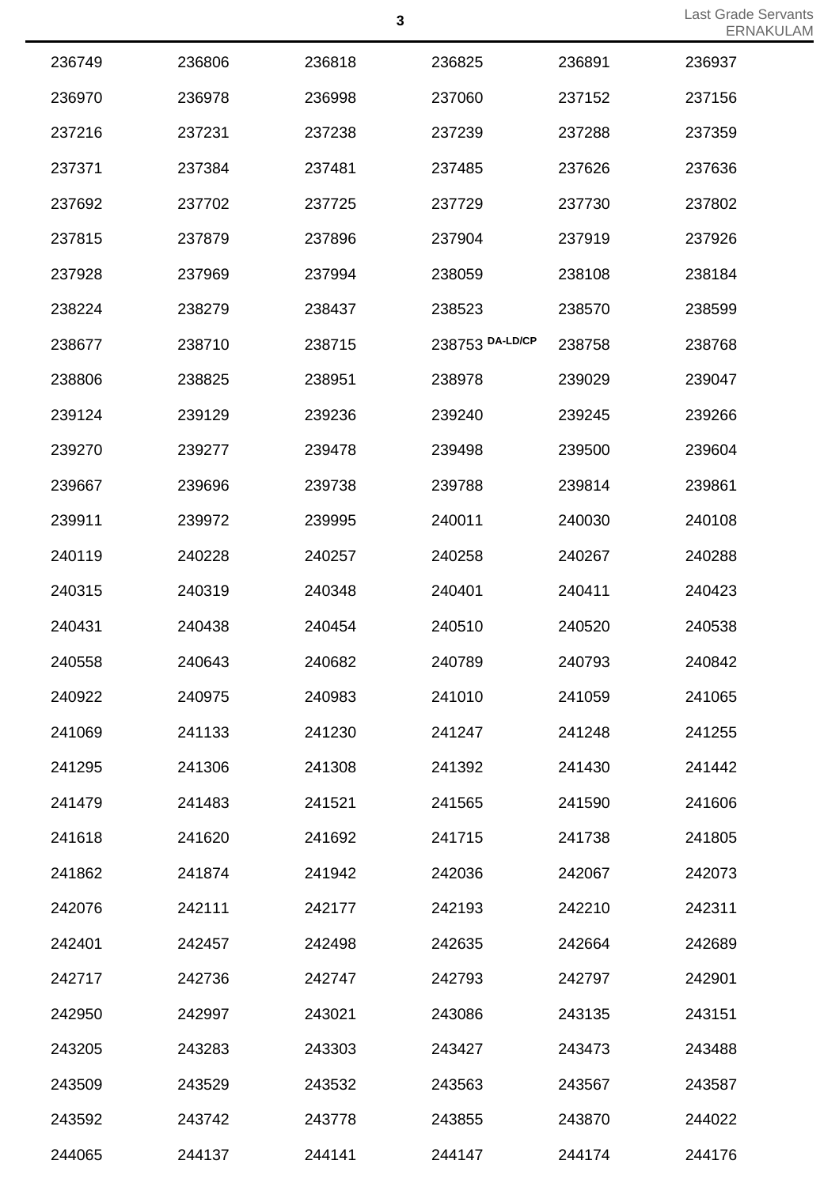| | | | | | |
|---|---|---|---|---|---|
| 236749 | 236806 | 236818 | 236825 | 236891 | 236937 |
| 236970 | 236978 | 236998 | 237060 | 237152 | 237156 |
| 237216 | 237231 | 237238 | 237239 | 237288 | 237359 |
| 237371 | 237384 | 237481 | 237485 | 237626 | 237636 |
| 237692 | 237702 | 237725 | 237729 | 237730 | 237802 |
| 237815 | 237879 | 237896 | 237904 | 237919 | 237926 |
| 237928 | 237969 | 237994 | 238059 | 238108 | 238184 |
| 238224 | 238279 | 238437 | 238523 | 238570 | 238599 |
| 238677 | 238710 | 238715 | 238753 **DA-LD/CP** | 238758 | 238768 |
| 238806 | 238825 | 238951 | 238978 | 239029 | 239047 |
| 239124 | 239129 | 239236 | 239240 | 239245 | 239266 |
| 239270 | 239277 | 239478 | 239498 | 239500 | 239604 |
| 239667 | 239696 | 239738 | 239788 | 239814 | 239861 |
| 239911 | 239972 | 239995 | 240011 | 240030 | 240108 |
| 240119 | 240228 | 240257 | 240258 | 240267 | 240288 |
| 240315 | 240319 | 240348 | 240401 | 240411 | 240423 |
| 240431 | 240438 | 240454 | 240510 | 240520 | 240538 |
| 240558 | 240643 | 240682 | 240789 | 240793 | 240842 |
| 240922 | 240975 | 240983 | 241010 | 241059 | 241065 |
| 241069 | 241133 | 241230 | 241247 | 241248 | 241255 |
| 241295 | 241306 | 241308 | 241392 | 241430 | 241442 |
| 241479 | 241483 | 241521 | 241565 | 241590 | 241606 |
| 241618 | 241620 | 241692 | 241715 | 241738 | 241805 |
| 241862 | 241874 | 241942 | 242036 | 242067 | 242073 |
| 242076 | 242111 | 242177 | 242193 | 242210 | 242311 |
| 242401 | 242457 | 242498 | 242635 | 242664 | 242689 |
| 242717 | 242736 | 242747 | 242793 | 242797 | 242901 |
| 242950 | 242997 | 243021 | 243086 | 243135 | 243151 |
| 243205 | 243283 | 243303 | 243427 | 243473 | 243488 |
| 243509 | 243529 | 243532 | 243563 | 243567 | 243587 |
| 243592 | 243742 | 243778 | 243855 | 243870 | 244022 |
| 244065 | 244137 | 244141 | 244147 | 244174 | 244176 |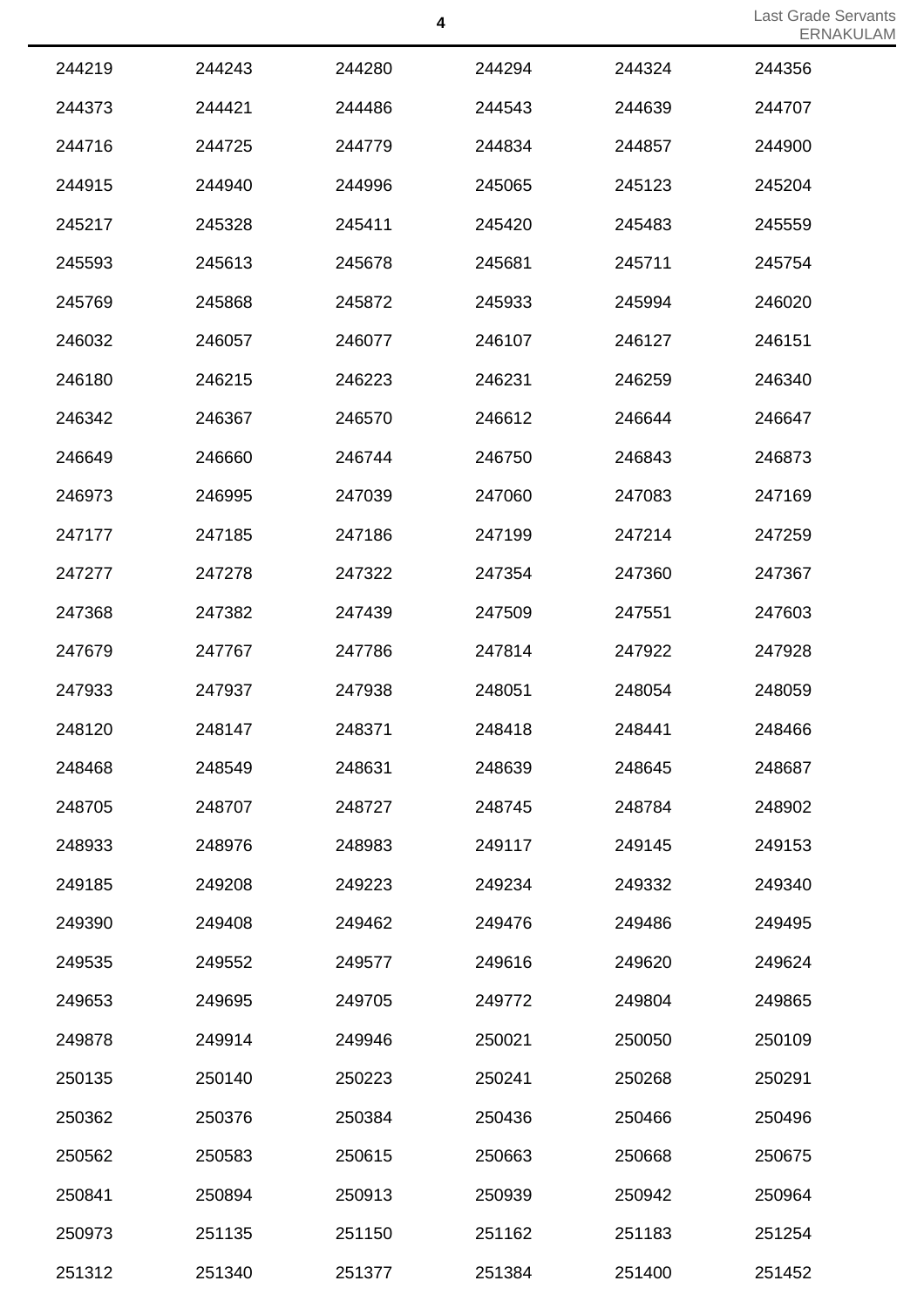| | | | | | |
|---|---|---|---|---|---|
| 244219 | 244243 | 244280 | 244294 | 244324 | 244356 |
| 244373 | 244421 | 244486 | 244543 | 244639 | 244707 |
| 244716 | 244725 | 244779 | 244834 | 244857 | 244900 |
| 244915 | 244940 | 244996 | 245065 | 245123 | 245204 |
| 245217 | 245328 | 245411 | 245420 | 245483 | 245559 |
| 245593 | 245613 | 245678 | 245681 | 245711 | 245754 |
| 245769 | 245868 | 245872 | 245933 | 245994 | 246020 |
| 246032 | 246057 | 246077 | 246107 | 246127 | 246151 |
| 246180 | 246215 | 246223 | 246231 | 246259 | 246340 |
| 246342 | 246367 | 246570 | 246612 | 246644 | 246647 |
| 246649 | 246660 | 246744 | 246750 | 246843 | 246873 |
| 246973 | 246995 | 247039 | 247060 | 247083 | 247169 |
| 247177 | 247185 | 247186 | 247199 | 247214 | 247259 |
| 247277 | 247278 | 247322 | 247354 | 247360 | 247367 |
| 247368 | 247382 | 247439 | 247509 | 247551 | 247603 |
| 247679 | 247767 | 247786 | 247814 | 247922 | 247928 |
| 247933 | 247937 | 247938 | 248051 | 248054 | 248059 |
| 248120 | 248147 | 248371 | 248418 | 248441 | 248466 |
| 248468 | 248549 | 248631 | 248639 | 248645 | 248687 |
| 248705 | 248707 | 248727 | 248745 | 248784 | 248902 |
| 248933 | 248976 | 248983 | 249117 | 249145 | 249153 |
| 249185 | 249208 | 249223 | 249234 | 249332 | 249340 |
| 249390 | 249408 | 249462 | 249476 | 249486 | 249495 |
| 249535 | 249552 | 249577 | 249616 | 249620 | 249624 |
| 249653 | 249695 | 249705 | 249772 | 249804 | 249865 |
| 249878 | 249914 | 249946 | 250021 | 250050 | 250109 |
| 250135 | 250140 | 250223 | 250241 | 250268 | 250291 |
| 250362 | 250376 | 250384 | 250436 | 250466 | 250496 |
| 250562 | 250583 | 250615 | 250663 | 250668 | 250675 |
| 250841 | 250894 | 250913 | 250939 | 250942 | 250964 |
| 250973 | 251135 | 251150 | 251162 | 251183 | 251254 |
| 251312 | 251340 | 251377 | 251384 | 251400 | 251452 |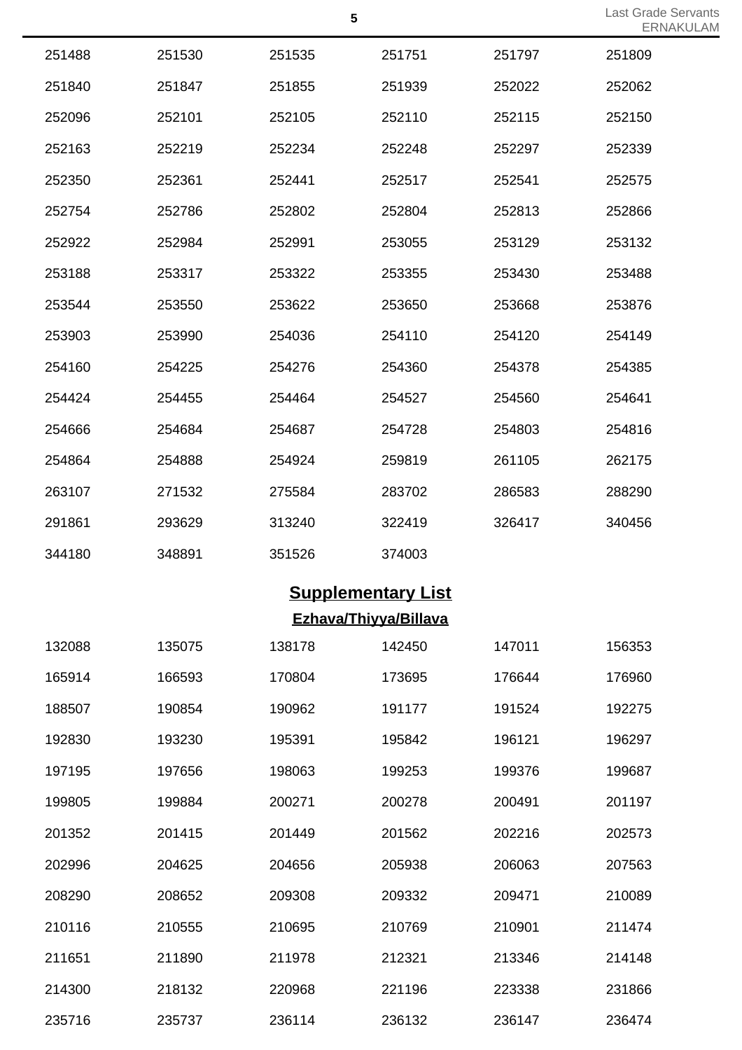| | | | | | |
|---|---|---|---|---|---|
| 251488 | 251530 | 251535 | 251751 | 251797 | 251809 |
| 251840 | 251847 | 251855 | 251939 | 252022 | 252062 |
| 252096 | 252101 | 252105 | 252110 | 252115 | 252150 |
| 252163 | 252219 | 252234 | 252248 | 252297 | 252339 |
| 252350 | 252361 | 252441 | 252517 | 252541 | 252575 |
| 252754 | 252786 | 252802 | 252804 | 252813 | 252866 |
| 252922 | 252984 | 252991 | 253055 | 253129 | 253132 |
| 253188 | 253317 | 253322 | 253355 | 253430 | 253488 |
| 253544 | 253550 | 253622 | 253650 | 253668 | 253876 |
| 253903 | 253990 | 254036 | 254110 | 254120 | 254149 |
| 254160 | 254225 | 254276 | 254360 | 254378 | 254385 |
| 254424 | 254455 | 254464 | 254527 | 254560 | 254641 |
| 254666 | 254684 | 254687 | 254728 | 254803 | 254816 |
| 254864 | 254888 | 254924 | 259819 | 261105 | 262175 |
| 263107 | 271532 | 275584 | 283702 | 286583 | 288290 |
| 291861 | 293629 | 313240 | 322419 | 326417 | 340456 |
| 344180 | 348891 | 351526 | 374003 | | |

## Supplementary List

### Ezhava/Thiyya/Billava

| | | | | | |
|---|---|---|---|---|---|
| 132088 | 135075 | 138178 | 142450 | 147011 | 156353 |
| 165914 | 166593 | 170804 | 173695 | 176644 | 176960 |
| 188507 | 190854 | 190962 | 191177 | 191524 | 192275 |
| 192830 | 193230 | 195391 | 195842 | 196121 | 196297 |
| 197195 | 197656 | 198063 | 199253 | 199376 | 199687 |
| 199805 | 199884 | 200271 | 200278 | 200491 | 201197 |
| 201352 | 201415 | 201449 | 201562 | 202216 | 202573 |
| 202996 | 204625 | 204656 | 205938 | 206063 | 207563 |
| 208290 | 208652 | 209308 | 209332 | 209471 | 210089 |
| 210116 | 210555 | 210695 | 210769 | 210901 | 211474 |
| 211651 | 211890 | 211978 | 212321 | 213346 | 214148 |
| 214300 | 218132 | 220968 | 221196 | 223338 | 231866 |
| 235716 | 235737 | 236114 | 236132 | 236147 | 236474 |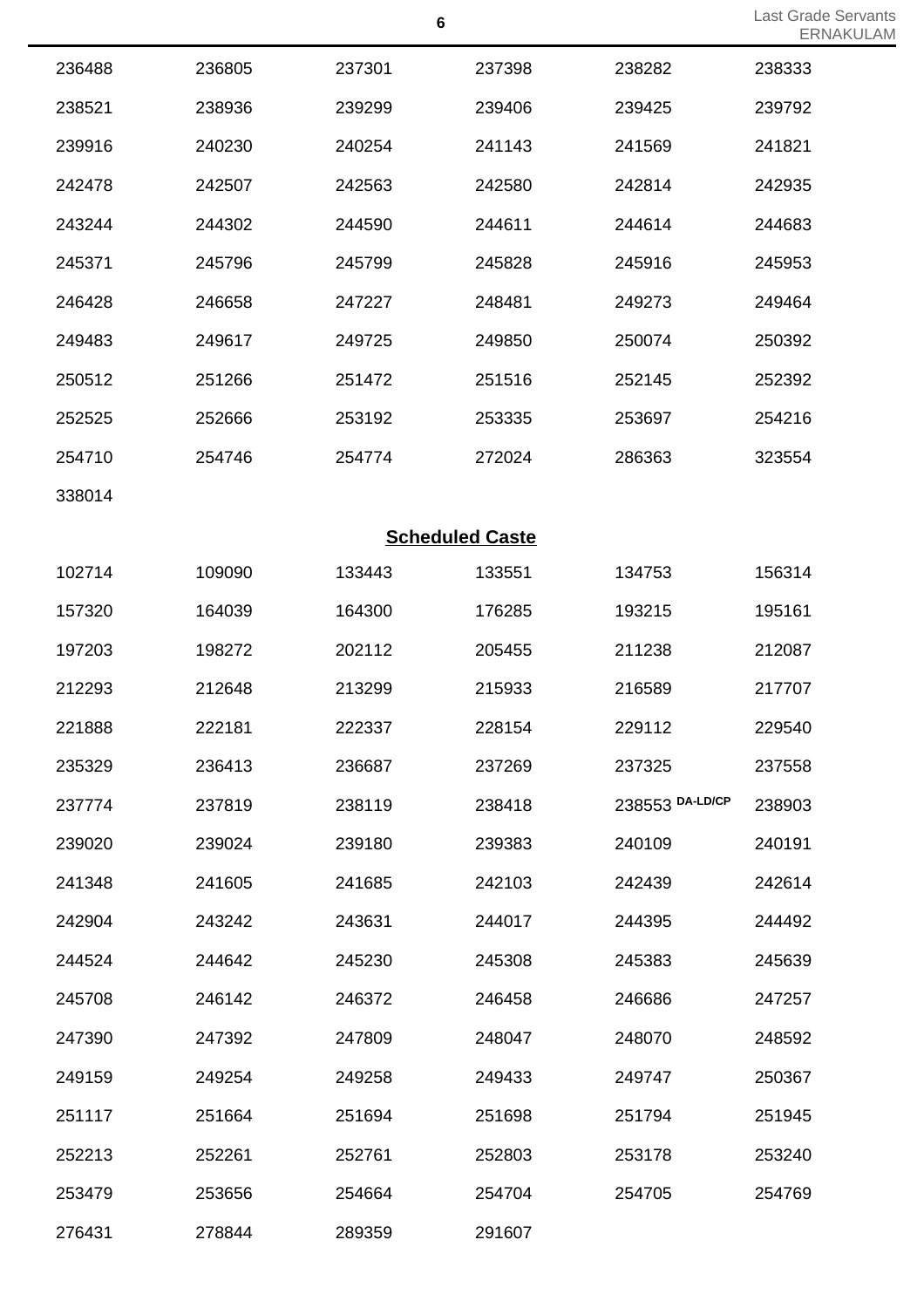| | | | | | |
|---|---|---|---|---|---|
| 236488 | 236805 | 237301 | 237398 | 238282 | 238333 |
| 238521 | 238936 | 239299 | 239406 | 239425 | 239792 |
| 239916 | 240230 | 240254 | 241143 | 241569 | 241821 |
| 242478 | 242507 | 242563 | 242580 | 242814 | 242935 |
| 243244 | 244302 | 244590 | 244611 | 244614 | 244683 |
| 245371 | 245796 | 245799 | 245828 | 245916 | 245953 |
| 246428 | 246658 | 247227 | 248481 | 249273 | 249464 |
| 249483 | 249617 | 249725 | 249850 | 250074 | 250392 |
| 250512 | 251266 | 251472 | 251516 | 252145 | 252392 |
| 252525 | 252666 | 253192 | 253335 | 253697 | 254216 |
| 254710 | 254746 | 254774 | 272024 | 286363 | 323554 |
| 338014 | | | | | |

## Scheduled Caste

| | | | | | |
|---|---|---|---|---|---|
| 102714 | 109090 | 133443 | 133551 | 134753 | 156314 |
| 157320 | 164039 | 164300 | 176285 | 193215 | 195161 |
| 197203 | 198272 | 202112 | 205455 | 211238 | 212087 |
| 212293 | 212648 | 213299 | 215933 | 216589 | 217707 |
| 221888 | 222181 | 222337 | 228154 | 229112 | 229540 |
| 235329 | 236413 | 236687 | 237269 | 237325 | 237558 |
| 237774 | 237819 | 238119 | 238418 | 238553 DA-LD/CP | 238903 |
| 239020 | 239024 | 239180 | 239383 | 240109 | 240191 |
| 241348 | 241605 | 241685 | 242103 | 242439 | 242614 |
| 242904 | 243242 | 243631 | 244017 | 244395 | 244492 |
| 244524 | 244642 | 245230 | 245308 | 245383 | 245639 |
| 245708 | 246142 | 246372 | 246458 | 246686 | 247257 |
| 247390 | 247392 | 247809 | 248047 | 248070 | 248592 |
| 249159 | 249254 | 249258 | 249433 | 249747 | 250367 |
| 251117 | 251664 | 251694 | 251698 | 251794 | 251945 |
| 252213 | 252261 | 252761 | 252803 | 253178 | 253240 |
| 253479 | 253656 | 254664 | 254704 | 254705 | 254769 |
| 276431 | 278844 | 289359 | 291607 | | |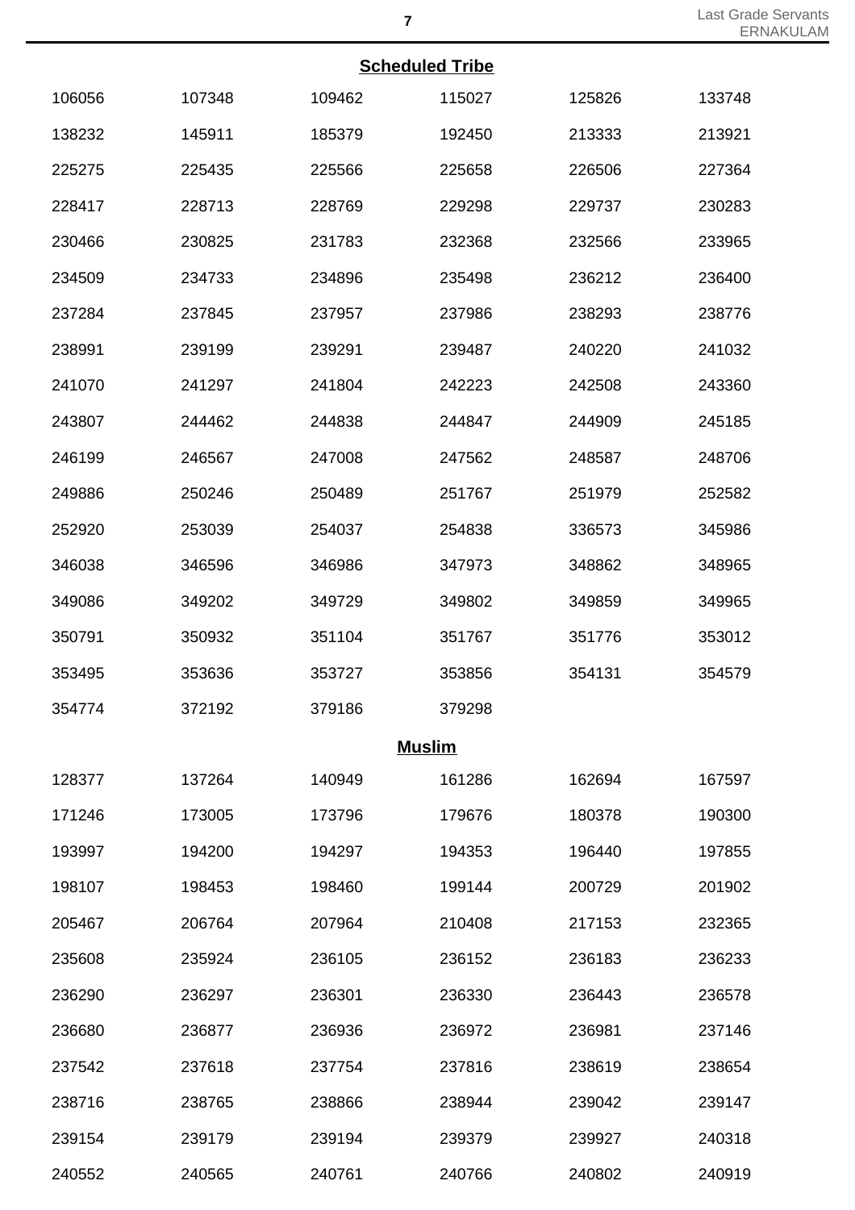**Scheduled Tribe**

| | | | | | |
|---|---|---|---|---|---|
| 106056 | 107348 | 109462 | 115027 | 125826 | 133748 |
| 138232 | 145911 | 185379 | 192450 | 213333 | 213921 |
| 225275 | 225435 | 225566 | 225658 | 226506 | 227364 |
| 228417 | 228713 | 228769 | 229298 | 229737 | 230283 |
| 230466 | 230825 | 231783 | 232368 | 232566 | 233965 |
| 234509 | 234733 | 234896 | 235498 | 236212 | 236400 |
| 237284 | 237845 | 237957 | 237986 | 238293 | 238776 |
| 238991 | 239199 | 239291 | 239487 | 240220 | 241032 |
| 241070 | 241297 | 241804 | 242223 | 242508 | 243360 |
| 243807 | 244462 | 244838 | 244847 | 244909 | 245185 |
| 246199 | 246567 | 247008 | 247562 | 248587 | 248706 |
| 249886 | 250246 | 250489 | 251767 | 251979 | 252582 |
| 252920 | 253039 | 254037 | 254838 | 336573 | 345986 |
| 346038 | 346596 | 346986 | 347973 | 348862 | 348965 |
| 349086 | 349202 | 349729 | 349802 | 349859 | 349965 |
| 350791 | 350932 | 351104 | 351767 | 351776 | 353012 |
| 353495 | 353636 | 353727 | 353856 | 354131 | 354579 |
| 354774 | 372192 | 379186 | 379298 | | |

**Muslim**

| | | | | | |
|---|---|---|---|---|---|
| 128377 | 137264 | 140949 | 161286 | 162694 | 167597 |
| 171246 | 173005 | 173796 | 179676 | 180378 | 190300 |
| 193997 | 194200 | 194297 | 194353 | 196440 | 197855 |
| 198107 | 198453 | 198460 | 199144 | 200729 | 201902 |
| 205467 | 206764 | 207964 | 210408 | 217153 | 232365 |
| 235608 | 235924 | 236105 | 236152 | 236183 | 236233 |
| 236290 | 236297 | 236301 | 236330 | 236443 | 236578 |
| 236680 | 236877 | 236936 | 236972 | 236981 | 237146 |
| 237542 | 237618 | 237754 | 237816 | 238619 | 238654 |
| 238716 | 238765 | 238866 | 238944 | 239042 | 239147 |
| 239154 | 239179 | 239194 | 239379 | 239927 | 240318 |
| 240552 | 240565 | 240761 | 240766 | 240802 | 240919 |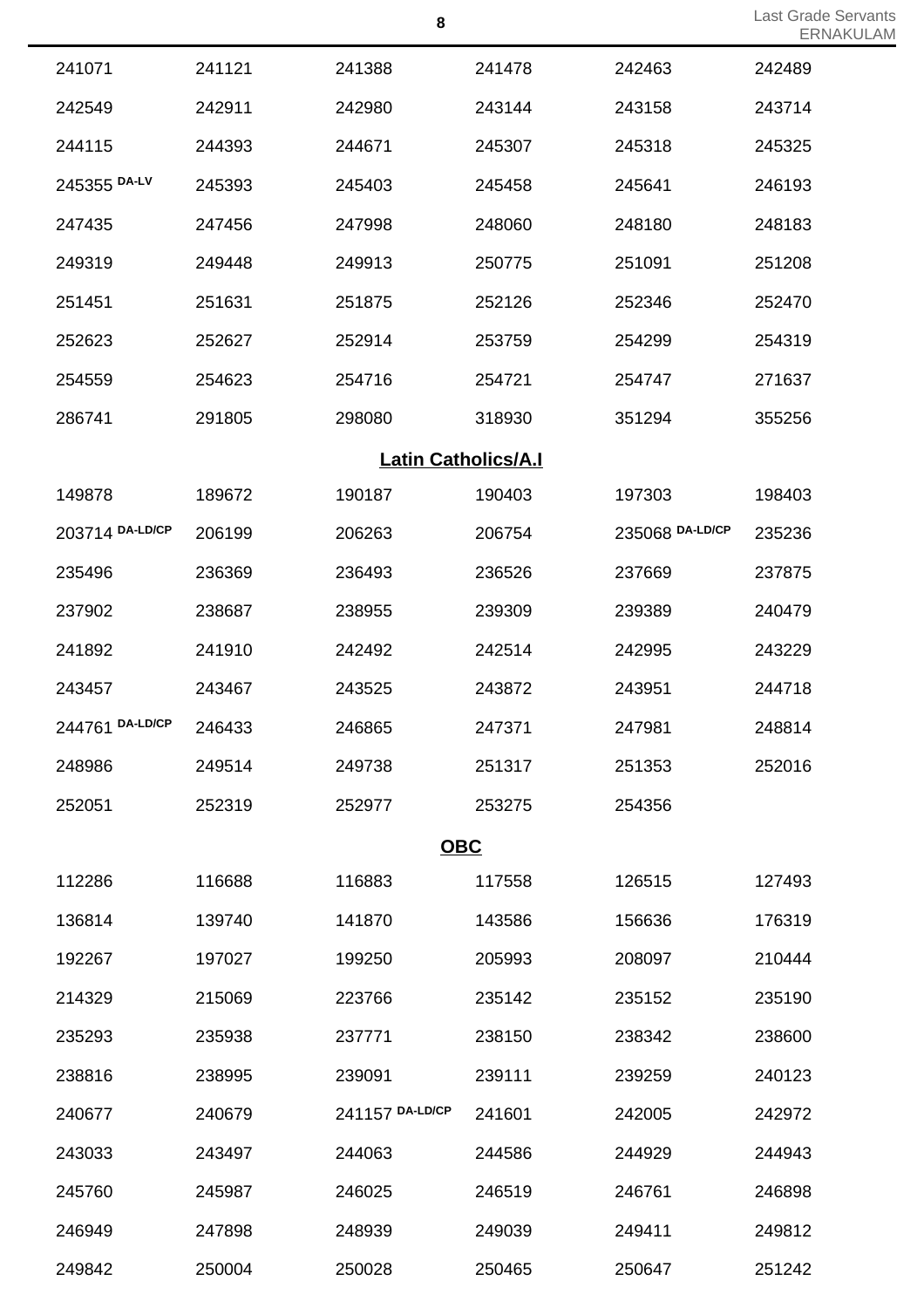| | | | | | |
|---|---|---|---|---|---|
| 241071 | 241121 | 241388 | 241478 | 242463 | 242489 |
| 242549 | 242911 | 242980 | 243144 | 243158 | 243714 |
| 244115 | 244393 | 244671 | 245307 | 245318 | 245325 |
| 245355 DA-LV | 245393 | 245403 | 245458 | 245641 | 246193 |
| 247435 | 247456 | 247998 | 248060 | 248180 | 248183 |
| 249319 | 249448 | 249913 | 250775 | 251091 | 251208 |
| 251451 | 251631 | 251875 | 252126 | 252346 | 252470 |
| 252623 | 252627 | 252914 | 253759 | 254299 | 254319 |
| 254559 | 254623 | 254716 | 254721 | 254747 | 271637 |
| 286741 | 291805 | 298080 | 318930 | 351294 | 355256 |

## Latin Catholics/A.I

| | | | | | |
|---|---|---|---|---|---|
| 149878 | 189672 | 190187 | 190403 | 197303 | 198403 |
| 203714 DA-LD/CP | 206199 | 206263 | 206754 | 235068 DA-LD/CP | 235236 |
| 235496 | 236369 | 236493 | 236526 | 237669 | 237875 |
| 237902 | 238687 | 238955 | 239309 | 239389 | 240479 |
| 241892 | 241910 | 242492 | 242514 | 242995 | 243229 |
| 243457 | 243467 | 243525 | 243872 | 243951 | 244718 |
| 244761 DA-LD/CP | 246433 | 246865 | 247371 | 247981 | 248814 |
| 248986 | 249514 | 249738 | 251317 | 251353 | 252016 |
| 252051 | 252319 | 252977 | 253275 | 254356 | |

## OBC

| | | | | | |
|---|---|---|---|---|---|
| 112286 | 116688 | 116883 | 117558 | 126515 | 127493 |
| 136814 | 139740 | 141870 | 143586 | 156636 | 176319 |
| 192267 | 197027 | 199250 | 205993 | 208097 | 210444 |
| 214329 | 215069 | 223766 | 235142 | 235152 | 235190 |
| 235293 | 235938 | 237771 | 238150 | 238342 | 238600 |
| 238816 | 238995 | 239091 | 239111 | 239259 | 240123 |
| 240677 | 240679 | 241157 DA-LD/CP | 241601 | 242005 | 242972 |
| 243033 | 243497 | 244063 | 244586 | 244929 | 244943 |
| 245760 | 245987 | 246025 | 246519 | 246761 | 246898 |
| 246949 | 247898 | 248939 | 249039 | 249411 | 249812 |
| 249842 | 250004 | 250028 | 250465 | 250647 | 251242 |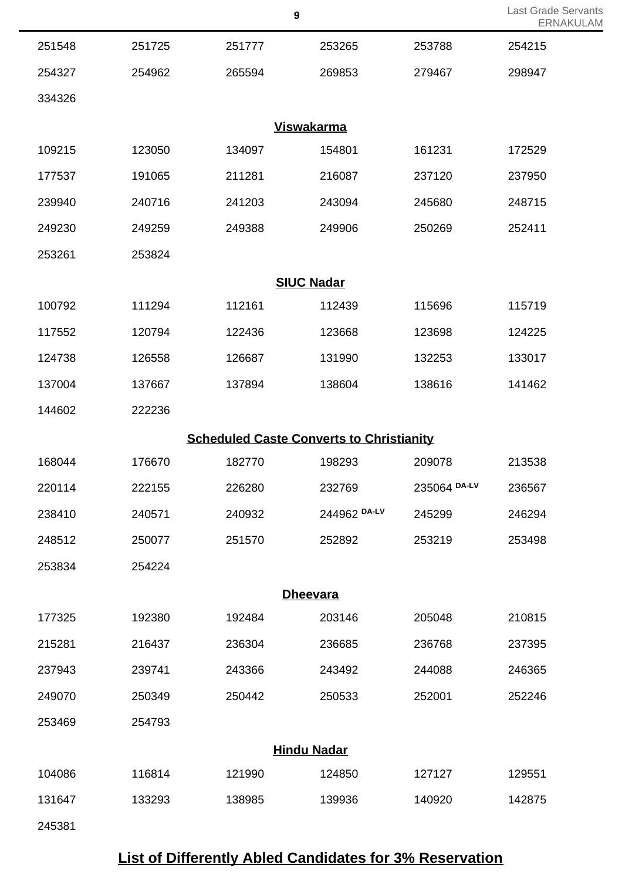| | | | | | |
|---|---|---|---|---|---|
| 251548 | 251725 | 251777 | 253265 | 253788 | 254215 |
| 254327 | 254962 | 265594 | 269853 | 279467 | 298947 |
| 334326 | | | | | |

**Viswakarma**

| | | | | | |
|---|---|---|---|---|---|
| 109215 | 123050 | 134097 | 154801 | 161231 | 172529 |
| 177537 | 191065 | 211281 | 216087 | 237120 | 237950 |
| 239940 | 240716 | 241203 | 243094 | 245680 | 248715 |
| 249230 | 249259 | 249388 | 249906 | 250269 | 252411 |
| 253261 | 253824 | | | | |

**SIUC Nadar**

| | | | | | |
|---|---|---|---|---|---|
| 100792 | 111294 | 112161 | 112439 | 115696 | 115719 |
| 117552 | 120794 | 122436 | 123668 | 123698 | 124225 |
| 124738 | 126558 | 126687 | 131990 | 132253 | 133017 |
| 137004 | 137667 | 137894 | 138604 | 138616 | 141462 |
| 144602 | 222236 | | | | |

**Scheduled Caste Converts to Christianity**

| | | | | | |
|---|---|---|---|---|---|
| 168044 | 176670 | 182770 | 198293 | 209078 | 213538 |
| 220114 | 222155 | 226280 | 232769 | 235064 DA-LV | 236567 |
| 238410 | 240571 | 240932 | 244962 DA-LV | 245299 | 246294 |
| 248512 | 250077 | 251570 | 252892 | 253219 | 253498 |
| 253834 | 254224 | | | | |

**Dheevara**

| | | | | | |
|---|---|---|---|---|---|
| 177325 | 192380 | 192484 | 203146 | 205048 | 210815 |
| 215281 | 216437 | 236304 | 236685 | 236768 | 237395 |
| 237943 | 239741 | 243366 | 243492 | 244088 | 246365 |
| 249070 | 250349 | 250442 | 250533 | 252001 | 252246 |
| 253469 | 254793 | | | | |

**Hindu Nadar**

| | | | | | |
|---|---|---|---|---|---|
| 104086 | 116814 | 121990 | 124850 | 127127 | 129551 |
| 131647 | 133293 | 138985 | 139936 | 140920 | 142875 |
| 245381 | | | | | |

## List of Differently Abled Candidates for 3% Reservation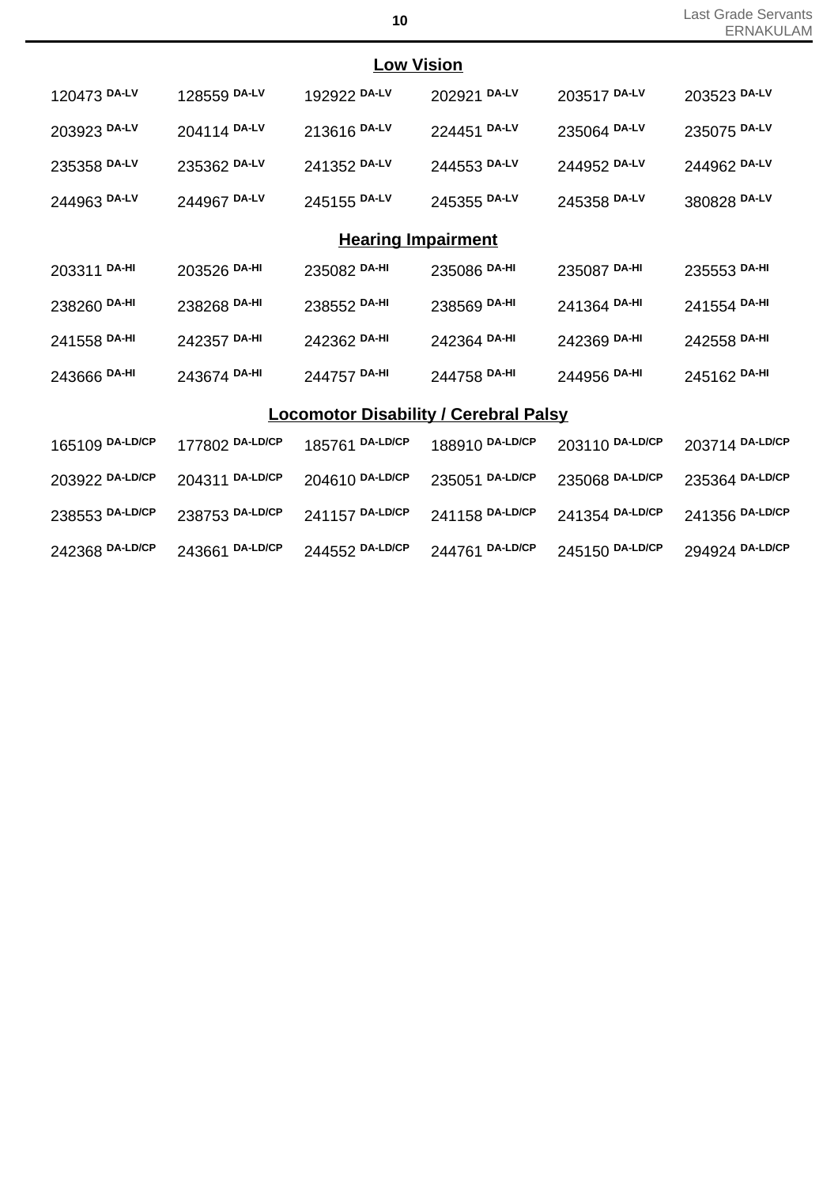## Low Vision

| | | | | | |
|---|---|---|---|---|---|
| 120473 DA-LV | 128559 DA-LV | 192922 DA-LV | 202921 DA-LV | 203517 DA-LV | 203523 DA-LV |
| 203923 DA-LV | 204114 DA-LV | 213616 DA-LV | 224451 DA-LV | 235064 DA-LV | 235075 DA-LV |
| 235358 DA-LV | 235362 DA-LV | 241352 DA-LV | 244553 DA-LV | 244952 DA-LV | 244962 DA-LV |
| 244963 DA-LV | 244967 DA-LV | 245155 DA-LV | 245355 DA-LV | 245358 DA-LV | 380828 DA-LV |

## Hearing Impairment

| | | | | | |
|---|---|---|---|---|---|
| 203311 DA-HI | 203526 DA-HI | 235082 DA-HI | 235086 DA-HI | 235087 DA-HI | 235553 DA-HI |
| 238260 DA-HI | 238268 DA-HI | 238552 DA-HI | 238569 DA-HI | 241364 DA-HI | 241554 DA-HI |
| 241558 DA-HI | 242357 DA-HI | 242362 DA-HI | 242364 DA-HI | 242369 DA-HI | 242558 DA-HI |
| 243666 DA-HI | 243674 DA-HI | 244757 DA-HI | 244758 DA-HI | 244956 DA-HI | 245162 DA-HI |

## Locomotor Disability / Cerebral Palsy

| | | | | | |
|---|---|---|---|---|---|
| 165109 DA-LD/CP | 177802 DA-LD/CP | 185761 DA-LD/CP | 188910 DA-LD/CP | 203110 DA-LD/CP | 203714 DA-LD/CP |
| 203922 DA-LD/CP | 204311 DA-LD/CP | 204610 DA-LD/CP | 235051 DA-LD/CP | 235068 DA-LD/CP | 235364 DA-LD/CP |
| 238553 DA-LD/CP | 238753 DA-LD/CP | 241157 DA-LD/CP | 241158 DA-LD/CP | 241354 DA-LD/CP | 241356 DA-LD/CP |
| 242368 DA-LD/CP | 243661 DA-LD/CP | 244552 DA-LD/CP | 244761 DA-LD/CP | 245150 DA-LD/CP | 294924 DA-LD/CP |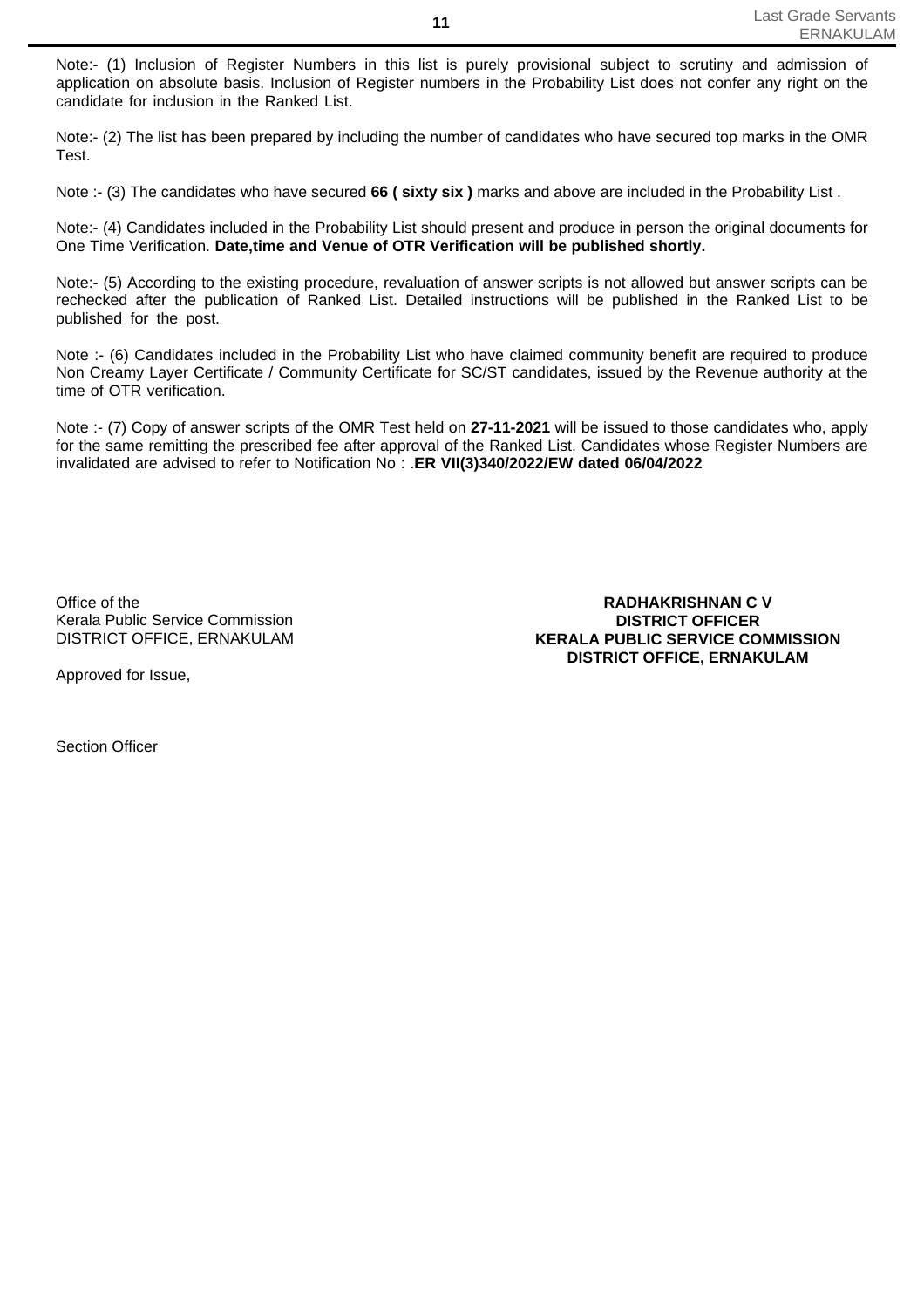Note:- (1) Inclusion of Register Numbers in this list is purely provisional subject to scrutiny and admission of application on absolute basis. Inclusion of Register numbers in the Probability List does not confer any right on the candidate for inclusion in the Ranked List.

Note:- (2) The list has been prepared by including the number of candidates who have secured top marks in the OMR Test.

Note :- (3) The candidates who have secured **66 ( sixty six )** marks and above are included in the Probability List .

Note:- (4) Candidates included in the Probability List should present and produce in person the original documents for One Time Verification. **Date,time and Venue of OTR Verification will be published shortly.**

Note:- (5) According to the existing procedure, revaluation of answer scripts is not allowed but answer scripts can be rechecked after the publication of Ranked List. Detailed instructions will be published in the Ranked List to be published for the post.

Note :- (6) Candidates included in the Probability List who have claimed community benefit are required to produce Non Creamy Layer Certificate / Community Certificate for SC/ST candidates, issued by the Revenue authority at the time of OTR verification.

Note :- (7) Copy of answer scripts of the OMR Test held on **27-11-2021** will be issued to those candidates who, apply for the same remitting the prescribed fee after approval of the Ranked List. Candidates whose Register Numbers are invalidated are advised to refer to Notification No : .**ER VII(3)340/2022/EW dated 06/04/2022**

Office of the
Kerala Public Service Commission
DISTRICT OFFICE, ERNAKULAM

**RADHAKRISHNAN C V**
**DISTRICT OFFICER**
**KERALA PUBLIC SERVICE COMMISSION**
**DISTRICT OFFICE, ERNAKULAM**

Approved for Issue,

Section Officer